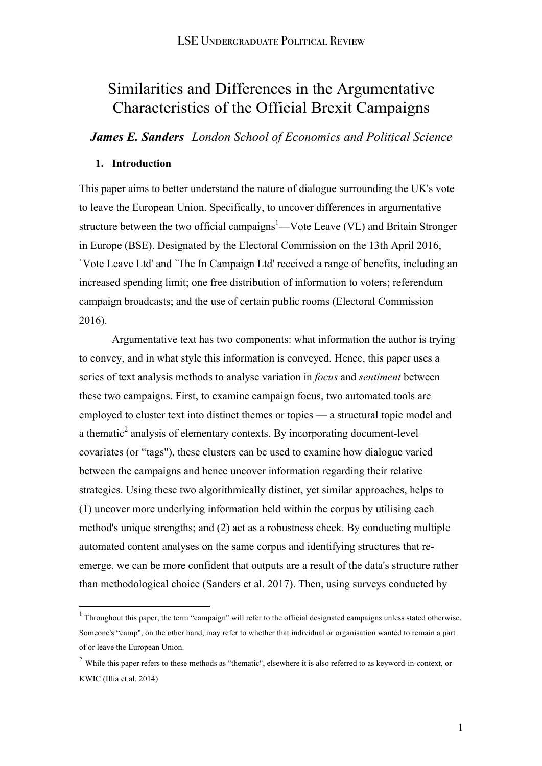# Similarities and Differences in the Argumentative Characteristics of the Official Brexit Campaigns

***James E. Sanders*** *London School of Economics and Political Science*

## 1. Introduction

This paper aims to better understand the nature of dialogue surrounding the UK's vote to leave the European Union. Specifically, to uncover differences in argumentative structure between the two official campaigns[1]—Vote Leave (VL) and Britain Stronger in Europe (BSE). Designated by the Electoral Commission on the 13th April 2016, `Vote Leave Ltd' and `The In Campaign Ltd' received a range of benefits, including an increased spending limit; one free distribution of information to voters; referendum campaign broadcasts; and the use of certain public rooms (Electoral Commission 2016).

Argumentative text has two components: what information the author is trying to convey, and in what style this information is conveyed. Hence, this paper uses a series of text analysis methods to analyse variation in *focus* and *sentiment* between these two campaigns. First, to examine campaign focus, two automated tools are employed to cluster text into distinct themes or topics — a structural topic model and a thematic[2] analysis of elementary contexts. By incorporating document-level covariates (or "tags"), these clusters can be used to examine how dialogue varied between the campaigns and hence uncover information regarding their relative strategies. Using these two algorithmically distinct, yet similar approaches, helps to (1) uncover more underlying information held within the corpus by utilising each method's unique strengths; and (2) act as a robustness check. By conducting multiple automated content analyses on the same corpus and identifying structures that re-emerge, we can be more confident that outputs are a result of the data's structure rather than methodological choice (Sanders et al. 2017). Then, using surveys conducted by

---

[1] Throughout this paper, the term "campaign" will refer to the official designated campaigns unless stated otherwise. Someone's "camp", on the other hand, may refer to whether that individual or organisation wanted to remain a part of or leave the European Union.

[2] While this paper refers to these methods as "thematic", elsewhere it is also referred to as keyword-in-context, or KWIC (Illia et al. 2014)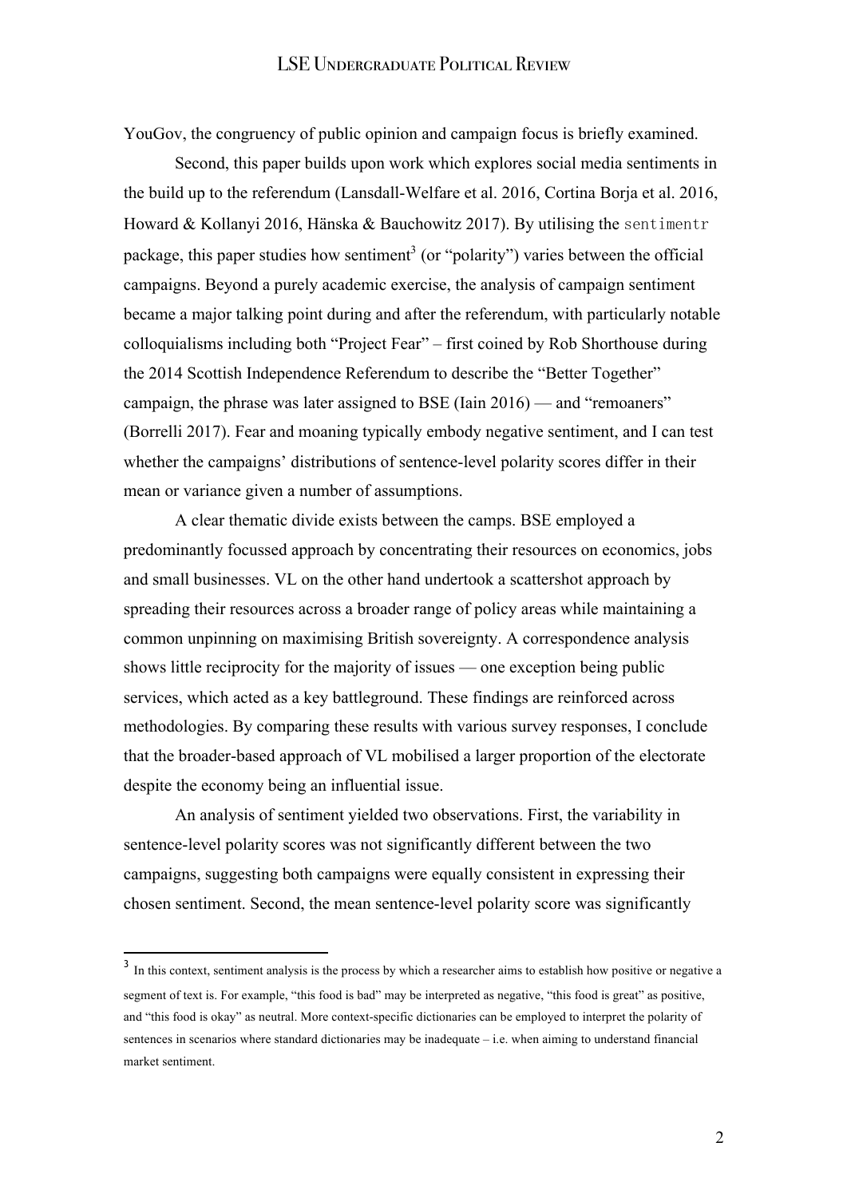YouGov, the congruency of public opinion and campaign focus is briefly examined.

Second, this paper builds upon work which explores social media sentiments in the build up to the referendum (Lansdall-Welfare et al. 2016, Cortina Borja et al. 2016, Howard & Kollanyi 2016, Hänska & Bauchowitz 2017). By utilising the `sentimentr` package, this paper studies how sentiment[3] (or "polarity") varies between the official campaigns. Beyond a purely academic exercise, the analysis of campaign sentiment became a major talking point during and after the referendum, with particularly notable colloquialisms including both "Project Fear" – first coined by Rob Shorthouse during the 2014 Scottish Independence Referendum to describe the "Better Together" campaign, the phrase was later assigned to BSE (Iain 2016) — and "remoaners" (Borrelli 2017). Fear and moaning typically embody negative sentiment, and I can test whether the campaigns' distributions of sentence-level polarity scores differ in their mean or variance given a number of assumptions.

A clear thematic divide exists between the camps. BSE employed a predominantly focussed approach by concentrating their resources on economics, jobs and small businesses. VL on the other hand undertook a scattershot approach by spreading their resources across a broader range of policy areas while maintaining a common unpinning on maximising British sovereignty. A correspondence analysis shows little reciprocity for the majority of issues — one exception being public services, which acted as a key battleground. These findings are reinforced across methodologies. By comparing these results with various survey responses, I conclude that the broader-based approach of VL mobilised a larger proportion of the electorate despite the economy being an influential issue.

An analysis of sentiment yielded two observations. First, the variability in sentence-level polarity scores was not significantly different between the two campaigns, suggesting both campaigns were equally consistent in expressing their chosen sentiment. Second, the mean sentence-level polarity score was significantly

[3] In this context, sentiment analysis is the process by which a researcher aims to establish how positive or negative a segment of text is. For example, "this food is bad" may be interpreted as negative, "this food is great" as positive, and "this food is okay" as neutral. More context-specific dictionaries can be employed to interpret the polarity of sentences in scenarios where standard dictionaries may be inadequate – i.e. when aiming to understand financial market sentiment.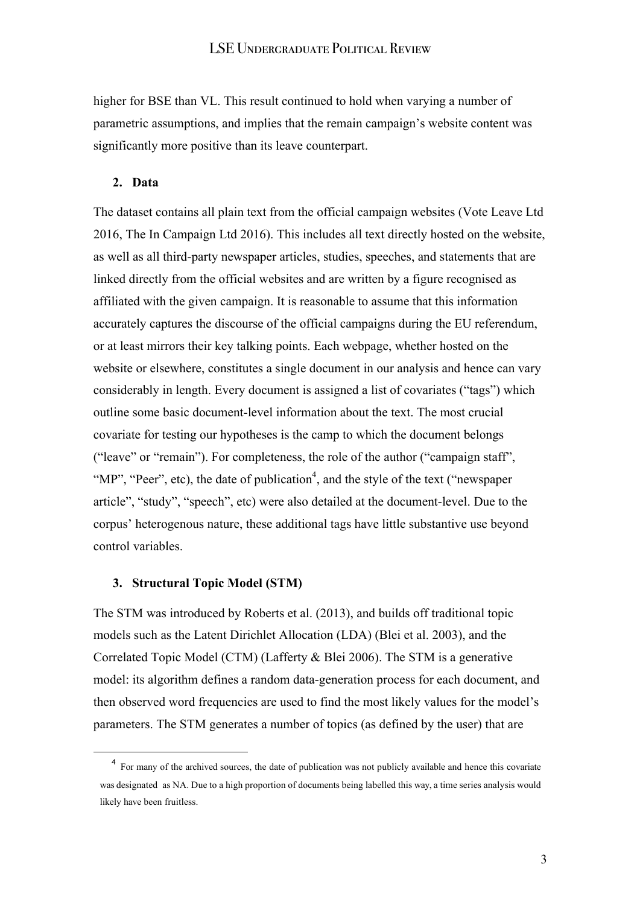higher for BSE than VL. This result continued to hold when varying a number of parametric assumptions, and implies that the remain campaign's website content was significantly more positive than its leave counterpart.

## 2. Data

The dataset contains all plain text from the official campaign websites (Vote Leave Ltd 2016, The In Campaign Ltd 2016). This includes all text directly hosted on the website, as well as all third-party newspaper articles, studies, speeches, and statements that are linked directly from the official websites and are written by a figure recognised as affiliated with the given campaign. It is reasonable to assume that this information accurately captures the discourse of the official campaigns during the EU referendum, or at least mirrors their key talking points. Each webpage, whether hosted on the website or elsewhere, constitutes a single document in our analysis and hence can vary considerably in length. Every document is assigned a list of covariates ("tags") which outline some basic document-level information about the text. The most crucial covariate for testing our hypotheses is the camp to which the document belongs ("leave" or "remain"). For completeness, the role of the author ("campaign staff", "MP", "Peer", etc), the date of publication[4], and the style of the text ("newspaper article", "study", "speech", etc) were also detailed at the document-level. Due to the corpus' heterogenous nature, these additional tags have little substantive use beyond control variables.

## 3. Structural Topic Model (STM)

The STM was introduced by Roberts et al. (2013), and builds off traditional topic models such as the Latent Dirichlet Allocation (LDA) (Blei et al. 2003), and the Correlated Topic Model (CTM) (Lafferty & Blei 2006). The STM is a generative model: its algorithm defines a random data-generation process for each document, and then observed word frequencies are used to find the most likely values for the model's parameters. The STM generates a number of topics (as defined by the user) that are

[4] For many of the archived sources, the date of publication was not publicly available and hence this covariate was designated as NA. Due to a high proportion of documents being labelled this way, a time series analysis would likely have been fruitless.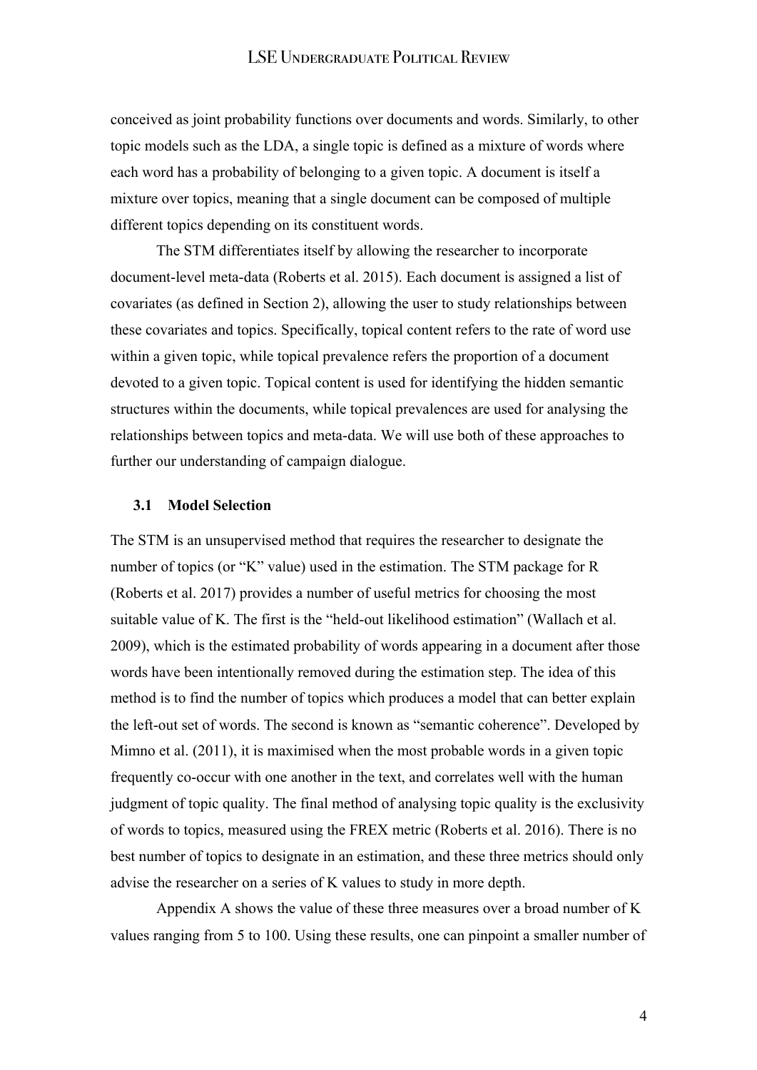conceived as joint probability functions over documents and words. Similarly, to other topic models such as the LDA, a single topic is defined as a mixture of words where each word has a probability of belonging to a given topic. A document is itself a mixture over topics, meaning that a single document can be composed of multiple different topics depending on its constituent words.

The STM differentiates itself by allowing the researcher to incorporate document-level meta-data (Roberts et al. 2015). Each document is assigned a list of covariates (as defined in Section 2), allowing the user to study relationships between these covariates and topics. Specifically, topical content refers to the rate of word use within a given topic, while topical prevalence refers the proportion of a document devoted to a given topic. Topical content is used for identifying the hidden semantic structures within the documents, while topical prevalences are used for analysing the relationships between topics and meta-data. We will use both of these approaches to further our understanding of campaign dialogue.

### 3.1 Model Selection

The STM is an unsupervised method that requires the researcher to designate the number of topics (or "K" value) used in the estimation. The STM package for R (Roberts et al. 2017) provides a number of useful metrics for choosing the most suitable value of K. The first is the "held-out likelihood estimation" (Wallach et al. 2009), which is the estimated probability of words appearing in a document after those words have been intentionally removed during the estimation step. The idea of this method is to find the number of topics which produces a model that can better explain the left-out set of words. The second is known as "semantic coherence". Developed by Mimno et al. (2011), it is maximised when the most probable words in a given topic frequently co-occur with one another in the text, and correlates well with the human judgment of topic quality. The final method of analysing topic quality is the exclusivity of words to topics, measured using the FREX metric (Roberts et al. 2016). There is no best number of topics to designate in an estimation, and these three metrics should only advise the researcher on a series of K values to study in more depth.

Appendix A shows the value of these three measures over a broad number of K values ranging from 5 to 100. Using these results, one can pinpoint a smaller number of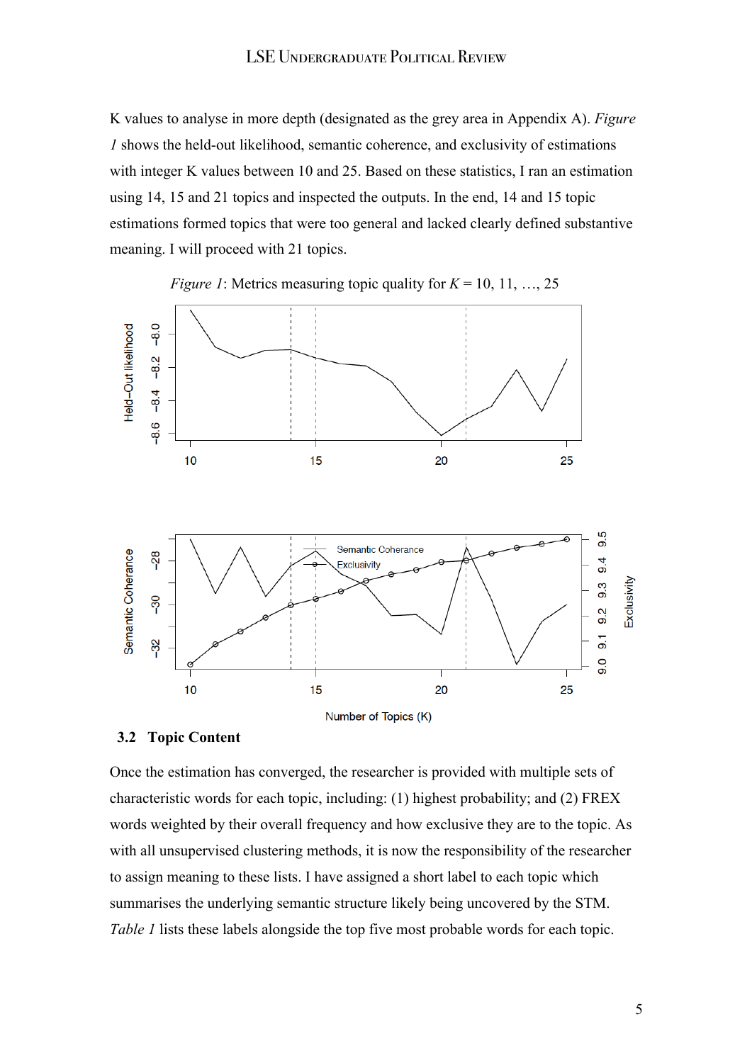K values to analyse in more depth (designated as the grey area in Appendix A). *Figure 1* shows the held-out likelihood, semantic coherence, and exclusivity of estimations with integer K values between 10 and 25. Based on these statistics, I ran an estimation using 14, 15 and 21 topics and inspected the outputs. In the end, 14 and 15 topic estimations formed topics that were too general and lacked clearly defined substantive meaning. I will proceed with 21 topics.

*Figure 1*: Metrics measuring topic quality for $K = 10, 11, \ldots, 25$

### 3.2 Topic Content

Once the estimation has converged, the researcher is provided with multiple sets of characteristic words for each topic, including: (1) highest probability; and (2) FREX words weighted by their overall frequency and how exclusive they are to the topic. As with all unsupervised clustering methods, it is now the responsibility of the researcher to assign meaning to these lists. I have assigned a short label to each topic which summarises the underlying semantic structure likely being uncovered by the STM. *Table 1* lists these labels alongside the top five most probable words for each topic.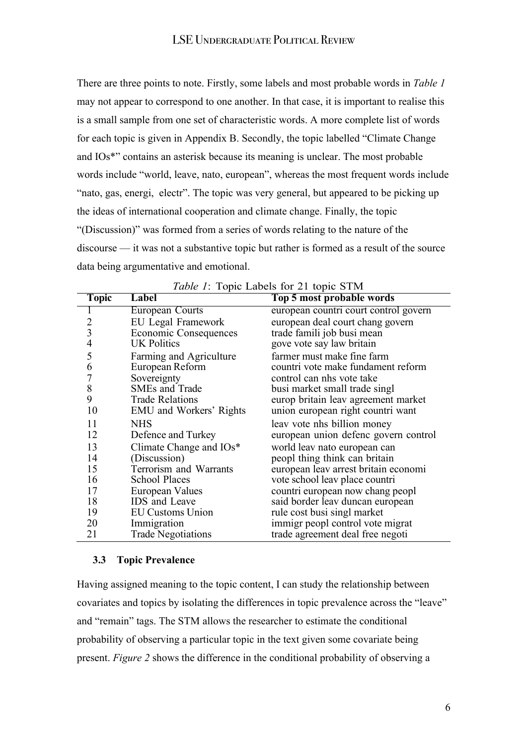There are three points to note. Firstly, some labels and most probable words in *Table 1* may not appear to correspond to one another. In that case, it is important to realise this is a small sample from one set of characteristic words. A more complete list of words for each topic is given in Appendix B. Secondly, the topic labelled "Climate Change and IOs*" contains an asterisk because its meaning is unclear. The most probable words include "world, leave, nato, european", whereas the most frequent words include "nato, gas, energi, electr". The topic was very general, but appeared to be picking up the ideas of international cooperation and climate change. Finally, the topic "(Discussion)" was formed from a series of words relating to the nature of the discourse — it was not a substantive topic but rather is formed as a result of the source data being argumentative and emotional.

*Table 1*: Topic Labels for 21 topic STM

| Topic | Label | Top 5 most probable words |
|---|---|---|
| 1 | European Courts | european countri court control govern |
| 2 | EU Legal Framework | european deal court chang govern |
| 3 | Economic Consequences | trade famili job busi mean |
| 4 | UK Politics | gove vote say law britain |
| 5 | Farming and Agriculture | farmer must make fine farm |
| 6 | European Reform | countri vote make fundament reform |
| 7 | Sovereignty | control can nhs vote take |
| 8 | SMEs and Trade | busi market small trade singl |
| 9 | Trade Relations | europ britain leav agreement market |
| 10 | EMU and Workers' Rights | union european right countri want |
| 11 | NHS | leav vote nhs billion money |
| 12 | Defence and Turkey | european union defenc govern control |
| 13 | Climate Change and IOs* | world leav nato european can |
| 14 | (Discussion) | peopl thing think can britain |
| 15 | Terrorism and Warrants | european leav arrest britain economi |
| 16 | School Places | vote school leav place countri |
| 17 | European Values | countri european now chang peopl |
| 18 | IDS and Leave | said border leav duncan european |
| 19 | EU Customs Union | rule cost busi singl market |
| 20 | Immigration | immigr peopl control vote migrat |
| 21 | Trade Negotiations | trade agreement deal free negoti |

### 3.3 Topic Prevalence

Having assigned meaning to the topic content, I can study the relationship between covariates and topics by isolating the differences in topic prevalence across the "leave" and "remain" tags. The STM allows the researcher to estimate the conditional probability of observing a particular topic in the text given some covariate being present. *Figure 2* shows the difference in the conditional probability of observing a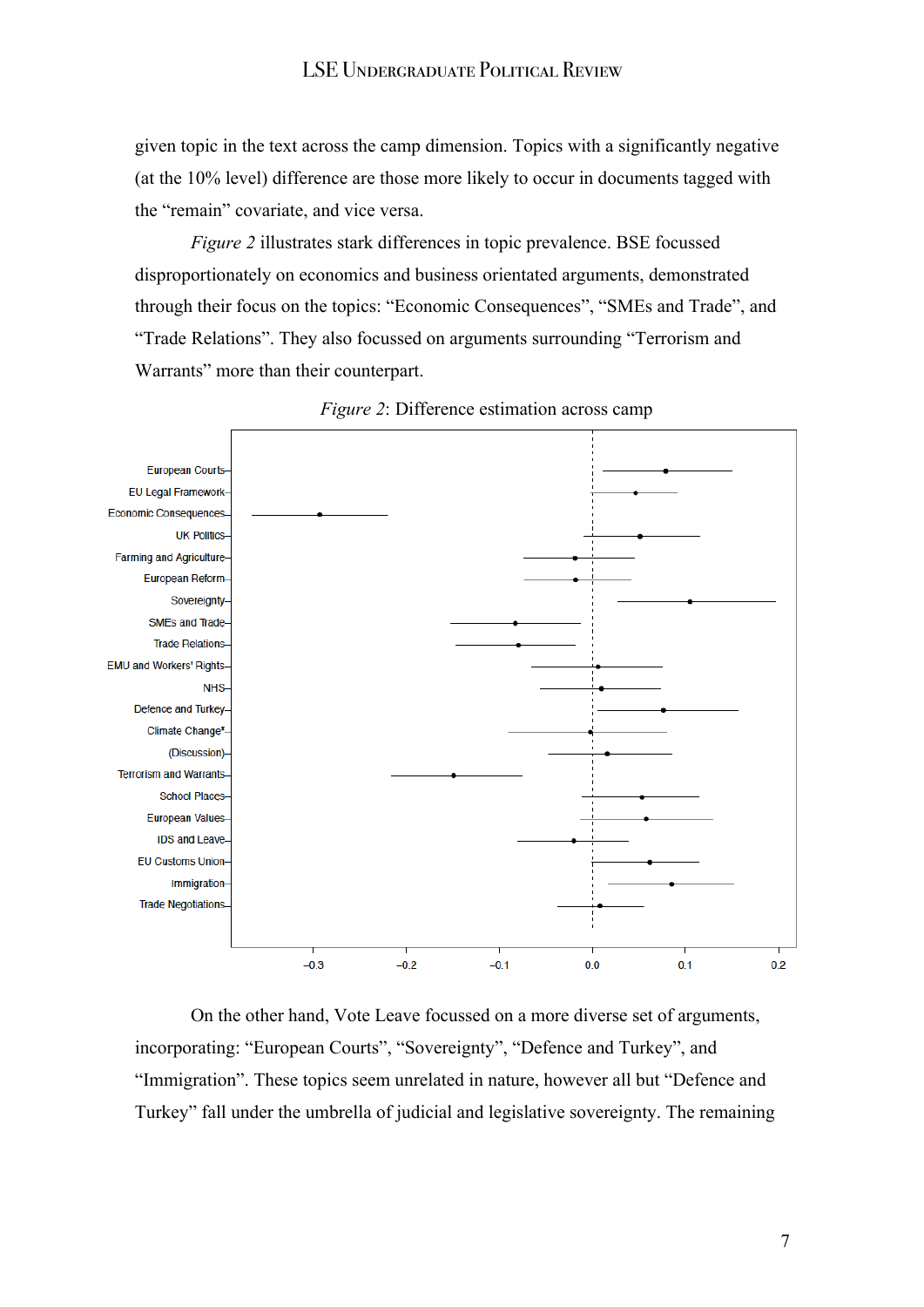given topic in the text across the camp dimension. Topics with a significantly negative (at the 10% level) difference are those more likely to occur in documents tagged with the "remain" covariate, and vice versa.

*Figure 2* illustrates stark differences in topic prevalence. BSE focussed disproportionately on economics and business orientated arguments, demonstrated through their focus on the topics: "Economic Consequences", "SMEs and Trade", and "Trade Relations". They also focussed on arguments surrounding "Terrorism and Warrants" more than their counterpart.

*Figure 2*: Difference estimation across camp

On the other hand, Vote Leave focussed on a more diverse set of arguments, incorporating: "European Courts", "Sovereignty", "Defence and Turkey", and "Immigration". These topics seem unrelated in nature, however all but "Defence and Turkey" fall under the umbrella of judicial and legislative sovereignty. The remaining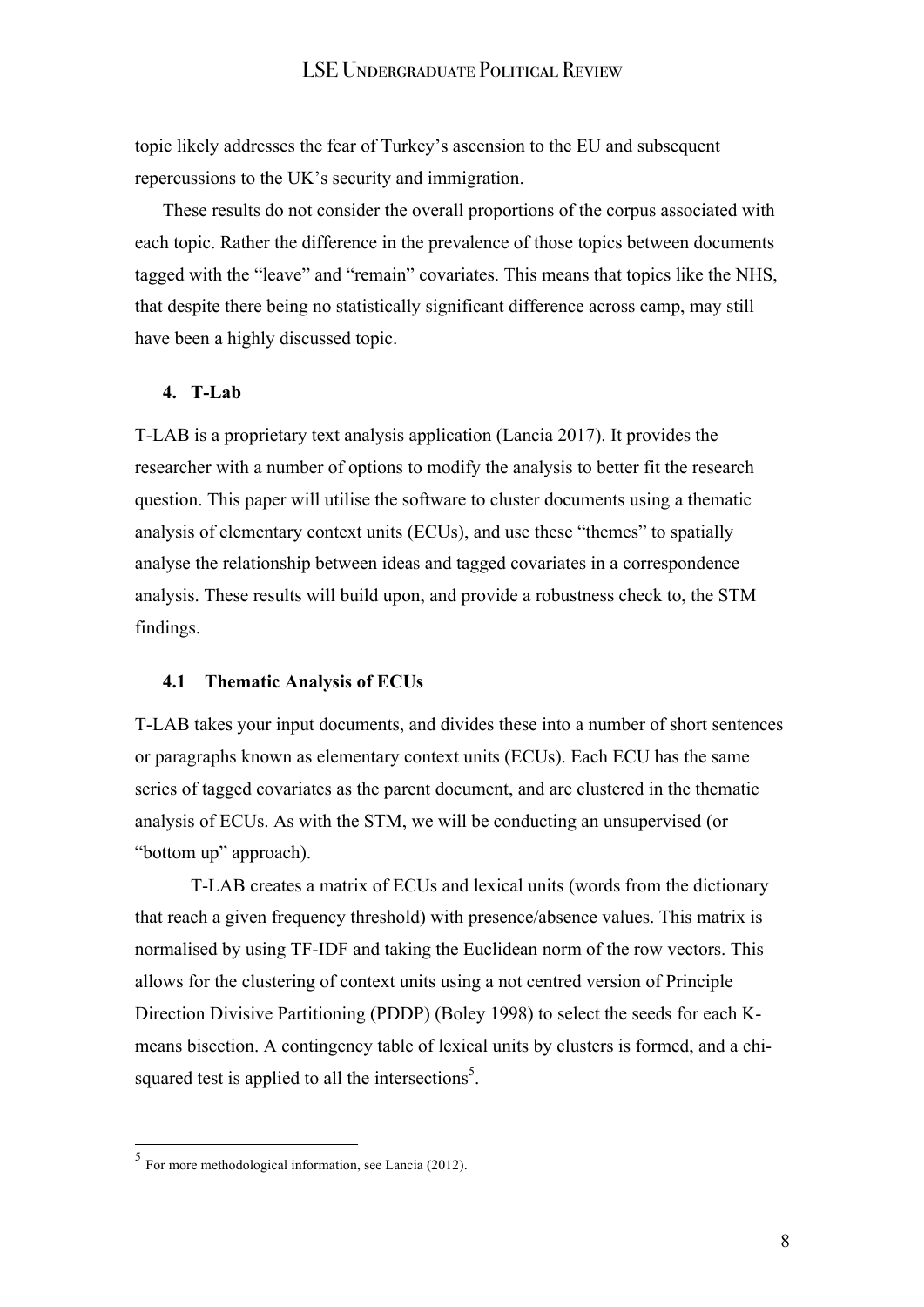topic likely addresses the fear of Turkey's ascension to the EU and subsequent repercussions to the UK's security and immigration.

These results do not consider the overall proportions of the corpus associated with each topic. Rather the difference in the prevalence of those topics between documents tagged with the "leave" and "remain" covariates. This means that topics like the NHS, that despite there being no statistically significant difference across camp, may still have been a highly discussed topic.

## 4. T-Lab

T-LAB is a proprietary text analysis application (Lancia 2017). It provides the researcher with a number of options to modify the analysis to better fit the research question. This paper will utilise the software to cluster documents using a thematic analysis of elementary context units (ECUs), and use these "themes" to spatially analyse the relationship between ideas and tagged covariates in a correspondence analysis. These results will build upon, and provide a robustness check to, the STM findings.

### 4.1 Thematic Analysis of ECUs

T-LAB takes your input documents, and divides these into a number of short sentences or paragraphs known as elementary context units (ECUs). Each ECU has the same series of tagged covariates as the parent document, and are clustered in the thematic analysis of ECUs. As with the STM, we will be conducting an unsupervised (or "bottom up" approach).

T-LAB creates a matrix of ECUs and lexical units (words from the dictionary that reach a given frequency threshold) with presence/absence values. This matrix is normalised by using TF-IDF and taking the Euclidean norm of the row vectors. This allows for the clustering of context units using a not centred version of Principle Direction Divisive Partitioning (PDDP) (Boley 1998) to select the seeds for each K-means bisection. A contingency table of lexical units by clusters is formed, and a chi-squared test is applied to all the intersections[5].

[5] For more methodological information, see Lancia (2012).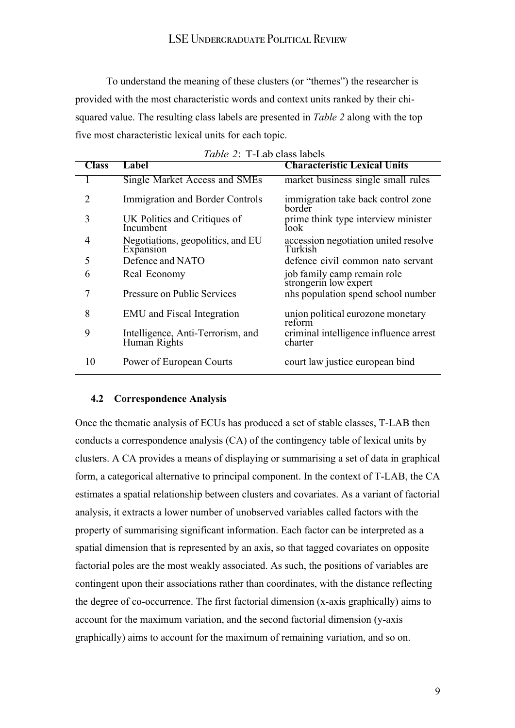To understand the meaning of these clusters (or "themes") the researcher is provided with the most characteristic words and context units ranked by their chi-squared value. The resulting class labels are presented in *Table 2* along with the top five most characteristic lexical units for each topic.

*Table 2*: T-Lab class labels

| Class | Label | Characteristic Lexical Units |
|---|---|---|
| 1 | Single Market Access and SMEs | market business single small rules |
| 2 | Immigration and Border Controls | immigration take back control zone border |
| 3 | UK Politics and Critiques of Incumbent | prime think type interview minister look |
| 4 | Negotiations, geopolitics, and EU Expansion | accession negotiation united resolve Turkish |
| 5 | Defence and NATO | defence civil common nato servant |
| 6 | Real Economy | job family camp remain role strongerin low expert |
| 7 | Pressure on Public Services | nhs population spend school number |
| 8 | EMU and Fiscal Integration | union political eurozone monetary reform |
| 9 | Intelligence, Anti-Terrorism, and Human Rights | criminal intelligence influence arrest charter |
| 10 | Power of European Courts | court law justice european bind |

### 4.2 Correspondence Analysis

Once the thematic analysis of ECUs has produced a set of stable classes, T-LAB then conducts a correspondence analysis (CA) of the contingency table of lexical units by clusters. A CA provides a means of displaying or summarising a set of data in graphical form, a categorical alternative to principal component. In the context of T-LAB, the CA estimates a spatial relationship between clusters and covariates. As a variant of factorial analysis, it extracts a lower number of unobserved variables called factors with the property of summarising significant information. Each factor can be interpreted as a spatial dimension that is represented by an axis, so that tagged covariates on opposite factorial poles are the most weakly associated. As such, the positions of variables are contingent upon their associations rather than coordinates, with the distance reflecting the degree of co-occurrence. The first factorial dimension (x-axis graphically) aims to account for the maximum variation, and the second factorial dimension (y-axis graphically) aims to account for the maximum of remaining variation, and so on.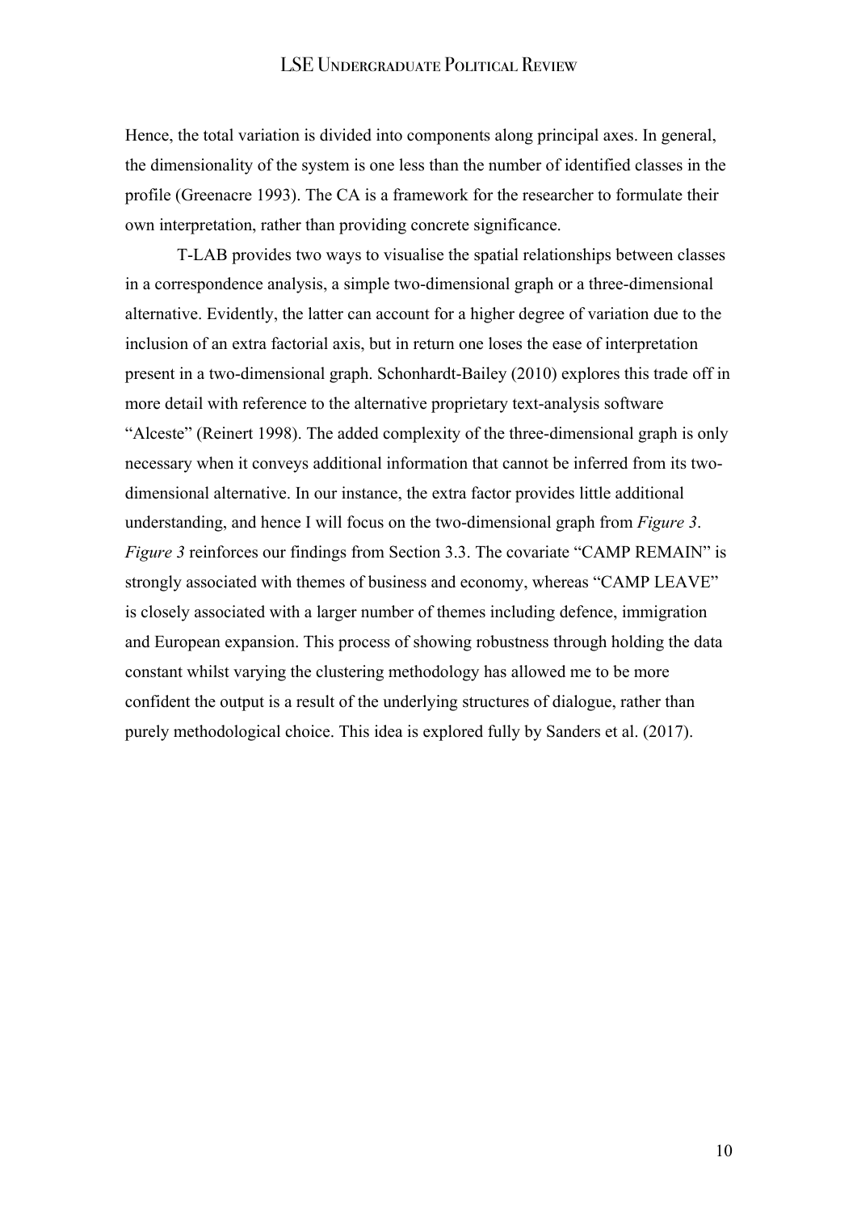Hence, the total variation is divided into components along principal axes. In general, the dimensionality of the system is one less than the number of identified classes in the profile (Greenacre 1993). The CA is a framework for the researcher to formulate their own interpretation, rather than providing concrete significance.

T-LAB provides two ways to visualise the spatial relationships between classes in a correspondence analysis, a simple two-dimensional graph or a three-dimensional alternative. Evidently, the latter can account for a higher degree of variation due to the inclusion of an extra factorial axis, but in return one loses the ease of interpretation present in a two-dimensional graph. Schonhardt-Bailey (2010) explores this trade off in more detail with reference to the alternative proprietary text-analysis software "Alceste" (Reinert 1998). The added complexity of the three-dimensional graph is only necessary when it conveys additional information that cannot be inferred from its two-dimensional alternative. In our instance, the extra factor provides little additional understanding, and hence I will focus on the two-dimensional graph from *Figure 3*. *Figure 3* reinforces our findings from Section 3.3. The covariate "CAMP REMAIN" is strongly associated with themes of business and economy, whereas "CAMP LEAVE" is closely associated with a larger number of themes including defence, immigration and European expansion. This process of showing robustness through holding the data constant whilst varying the clustering methodology has allowed me to be more confident the output is a result of the underlying structures of dialogue, rather than purely methodological choice. This idea is explored fully by Sanders et al. (2017).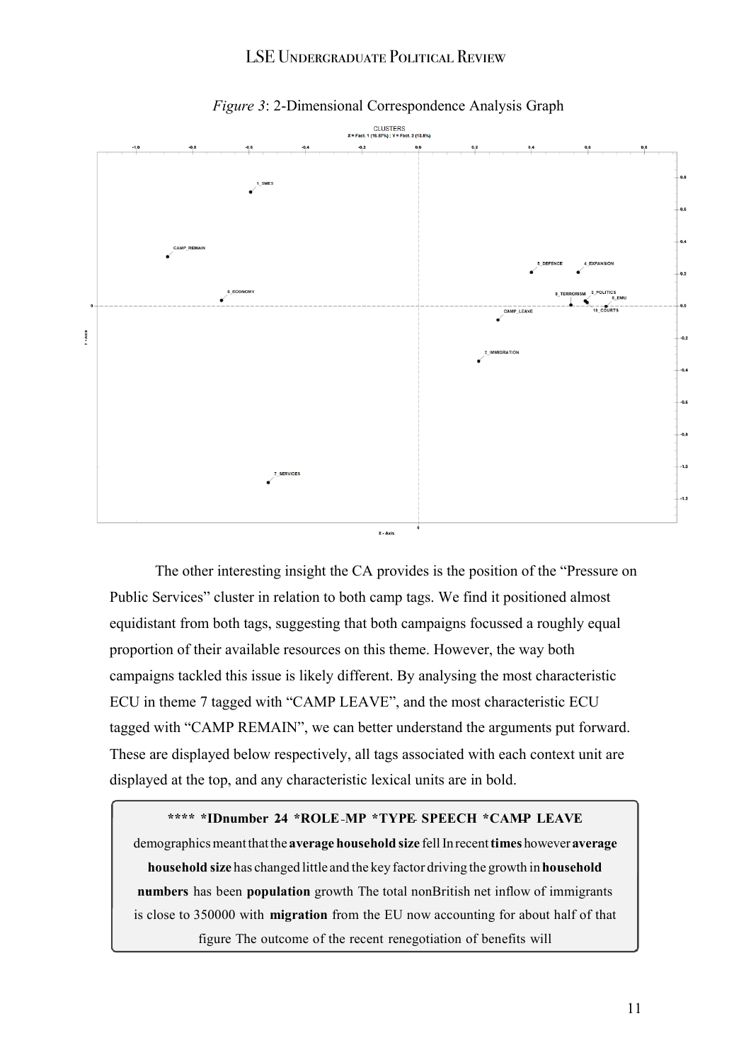*Figure 3*: 2-Dimensional Correspondence Analysis Graph

The other interesting insight the CA provides is the position of the "Pressure on Public Services" cluster in relation to both camp tags. We find it positioned almost equidistant from both tags, suggesting that both campaigns focussed a roughly equal proportion of their available resources on this theme. However, the way both campaigns tackled this issue is likely different. By analysing the most characteristic ECU in theme 7 tagged with "CAMP LEAVE", and the most characteristic ECU tagged with "CAMP REMAIN", we can better understand the arguments put forward. These are displayed below respectively, all tags associated with each context unit are displayed at the top, and any characteristic lexical units are in bold.

> **\*\*\*\* \*IDnumber 24 \*ROLE-MP \*TYPE SPEECH \*CAMP LEAVE**
>
> demographics meant that the **average household size** fell In recent **times** however **average household size** has changed little and the key factor driving the growth in **household numbers** has been **population** growth The total nonBritish net inflow of immigrants is close to 350000 with **migration** from the EU now accounting for about half of that figure The outcome of the recent renegotiation of benefits will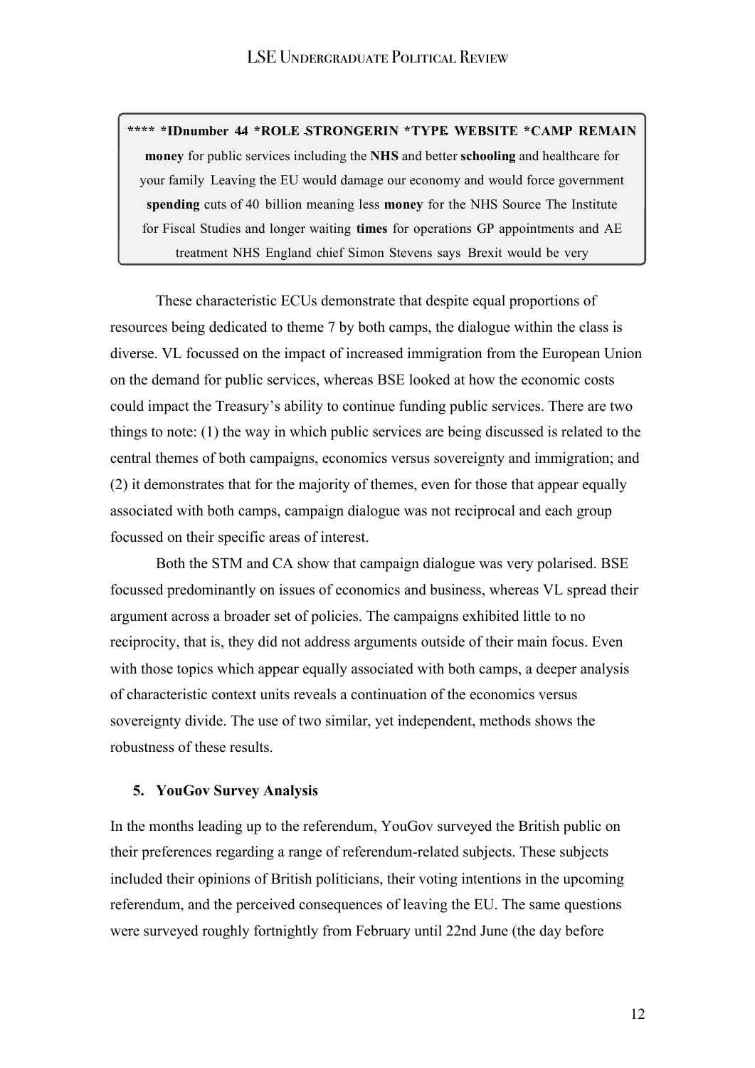**** *IDnumber 44 *ROLE_STRONGERIN *TYPE_WEBSITE *CAMP_REMAIN **money** for public services including the **NHS** and better **schooling** and healthcare for your family Leaving the EU would damage our economy and would force government **spending** cuts of 40 billion meaning less **money** for the NHS Source The Institute for Fiscal Studies and longer waiting **times** for operations GP appointments and AE treatment NHS England chief Simon Stevens says Brexit would be very

These characteristic ECUs demonstrate that despite equal proportions of resources being dedicated to theme 7 by both camps, the dialogue within the class is diverse. VL focussed on the impact of increased immigration from the European Union on the demand for public services, whereas BSE looked at how the economic costs could impact the Treasury's ability to continue funding public services. There are two things to note: (1) the way in which public services are being discussed is related to the central themes of both campaigns, economics versus sovereignty and immigration; and (2) it demonstrates that for the majority of themes, even for those that appear equally associated with both camps, campaign dialogue was not reciprocal and each group focussed on their specific areas of interest.

Both the STM and CA show that campaign dialogue was very polarised. BSE focussed predominantly on issues of economics and business, whereas VL spread their argument across a broader set of policies. The campaigns exhibited little to no reciprocity, that is, they did not address arguments outside of their main focus. Even with those topics which appear equally associated with both camps, a deeper analysis of characteristic context units reveals a continuation of the economics versus sovereignty divide. The use of two similar, yet independent, methods shows the robustness of these results.

## 5. YouGov Survey Analysis

In the months leading up to the referendum, YouGov surveyed the British public on their preferences regarding a range of referendum-related subjects. These subjects included their opinions of British politicians, their voting intentions in the upcoming referendum, and the perceived consequences of leaving the EU. The same questions were surveyed roughly fortnightly from February until 22nd June (the day before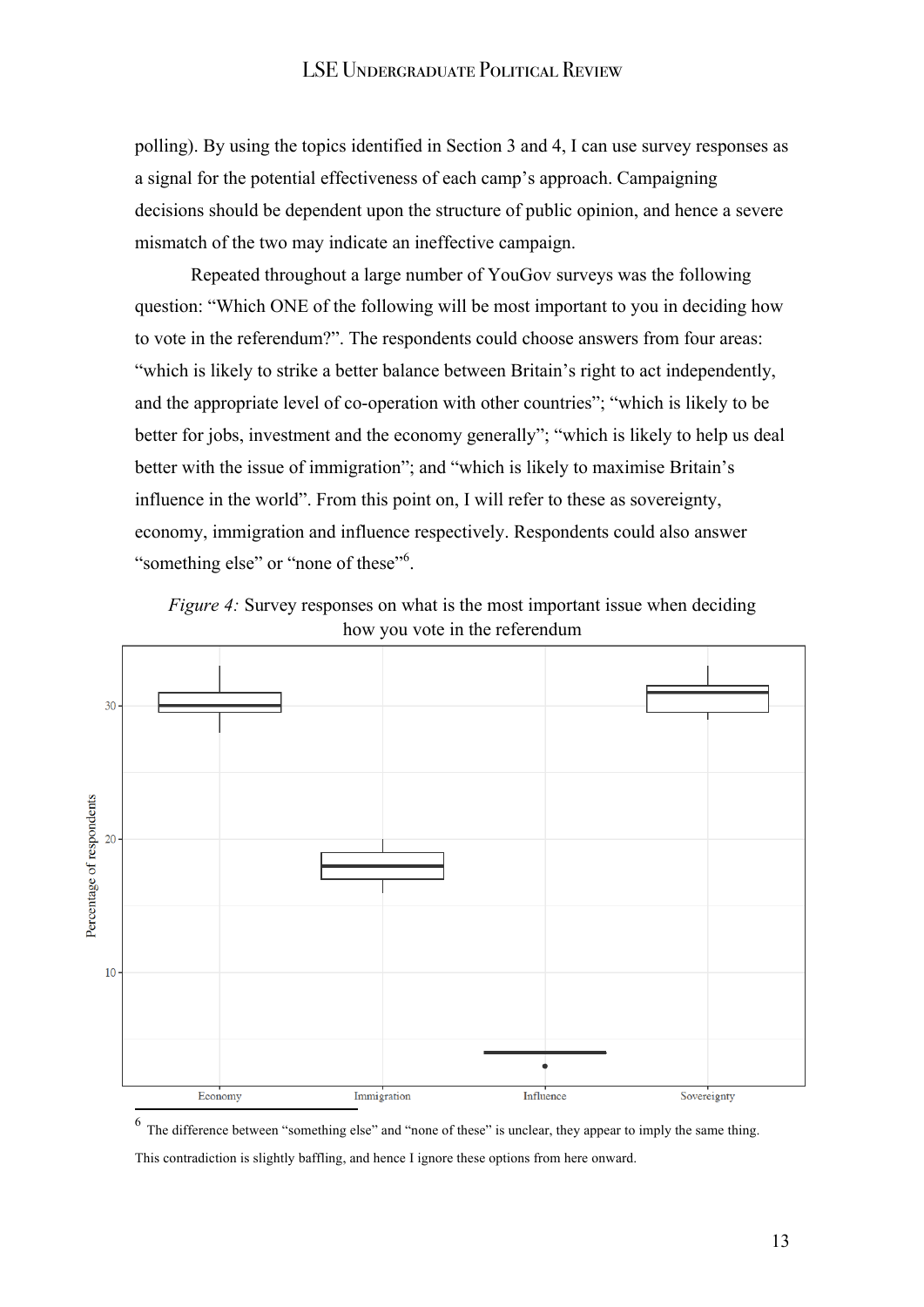polling). By using the topics identified in Section 3 and 4, I can use survey responses as a signal for the potential effectiveness of each camp's approach. Campaigning decisions should be dependent upon the structure of public opinion, and hence a severe mismatch of the two may indicate an ineffective campaign.

Repeated throughout a large number of YouGov surveys was the following question: "Which ONE of the following will be most important to you in deciding how to vote in the referendum?". The respondents could choose answers from four areas: "which is likely to strike a better balance between Britain's right to act independently, and the appropriate level of co-operation with other countries"; "which is likely to be better for jobs, investment and the economy generally"; "which is likely to help us deal better with the issue of immigration"; and "which is likely to maximise Britain's influence in the world". From this point on, I will refer to these as sovereignty, economy, immigration and influence respectively. Respondents could also answer "something else" or "none of these"[6].

*Figure 4:* Survey responses on what is the most important issue when deciding how you vote in the referendum

[6] The difference between "something else" and "none of these" is unclear, they appear to imply the same thing. This contradiction is slightly baffling, and hence I ignore these options from here onward.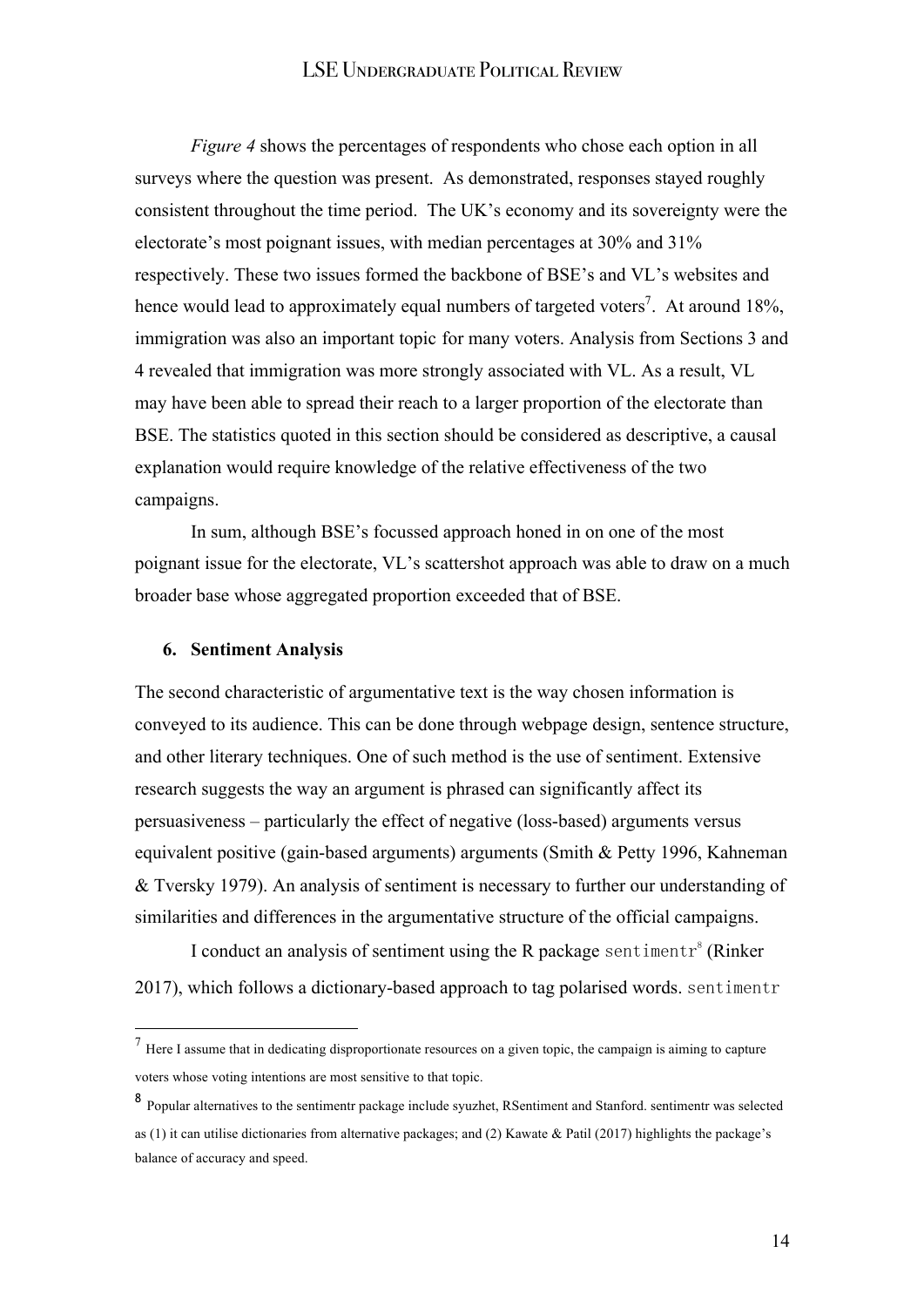*Figure 4* shows the percentages of respondents who chose each option in all surveys where the question was present. As demonstrated, responses stayed roughly consistent throughout the time period. The UK's economy and its sovereignty were the electorate's most poignant issues, with median percentages at 30% and 31% respectively. These two issues formed the backbone of BSE's and VL's websites and hence would lead to approximately equal numbers of targeted voters[7]. At around 18%, immigration was also an important topic for many voters. Analysis from Sections 3 and 4 revealed that immigration was more strongly associated with VL. As a result, VL may have been able to spread their reach to a larger proportion of the electorate than BSE. The statistics quoted in this section should be considered as descriptive, a causal explanation would require knowledge of the relative effectiveness of the two campaigns.

In sum, although BSE's focussed approach honed in on one of the most poignant issue for the electorate, VL's scattershot approach was able to draw on a much broader base whose aggregated proportion exceeded that of BSE.

## 6. Sentiment Analysis

The second characteristic of argumentative text is the way chosen information is conveyed to its audience. This can be done through webpage design, sentence structure, and other literary techniques. One of such method is the use of sentiment. Extensive research suggests the way an argument is phrased can significantly affect its persuasiveness – particularly the effect of negative (loss-based) arguments versus equivalent positive (gain-based arguments) arguments (Smith & Petty 1996, Kahneman & Tversky 1979). An analysis of sentiment is necessary to further our understanding of similarities and differences in the argumentative structure of the official campaigns.

I conduct an analysis of sentiment using the R package `sentimentr`[8] (Rinker 2017), which follows a dictionary-based approach to tag polarised words. `sentimentr`

---

[7] Here I assume that in dedicating disproportionate resources on a given topic, the campaign is aiming to capture voters whose voting intentions are most sensitive to that topic.

[8] Popular alternatives to the sentimentr package include syuzhet, RSentiment and Stanford. sentimentr was selected as (1) it can utilise dictionaries from alternative packages; and (2) Kawate & Patil (2017) highlights the package's balance of accuracy and speed.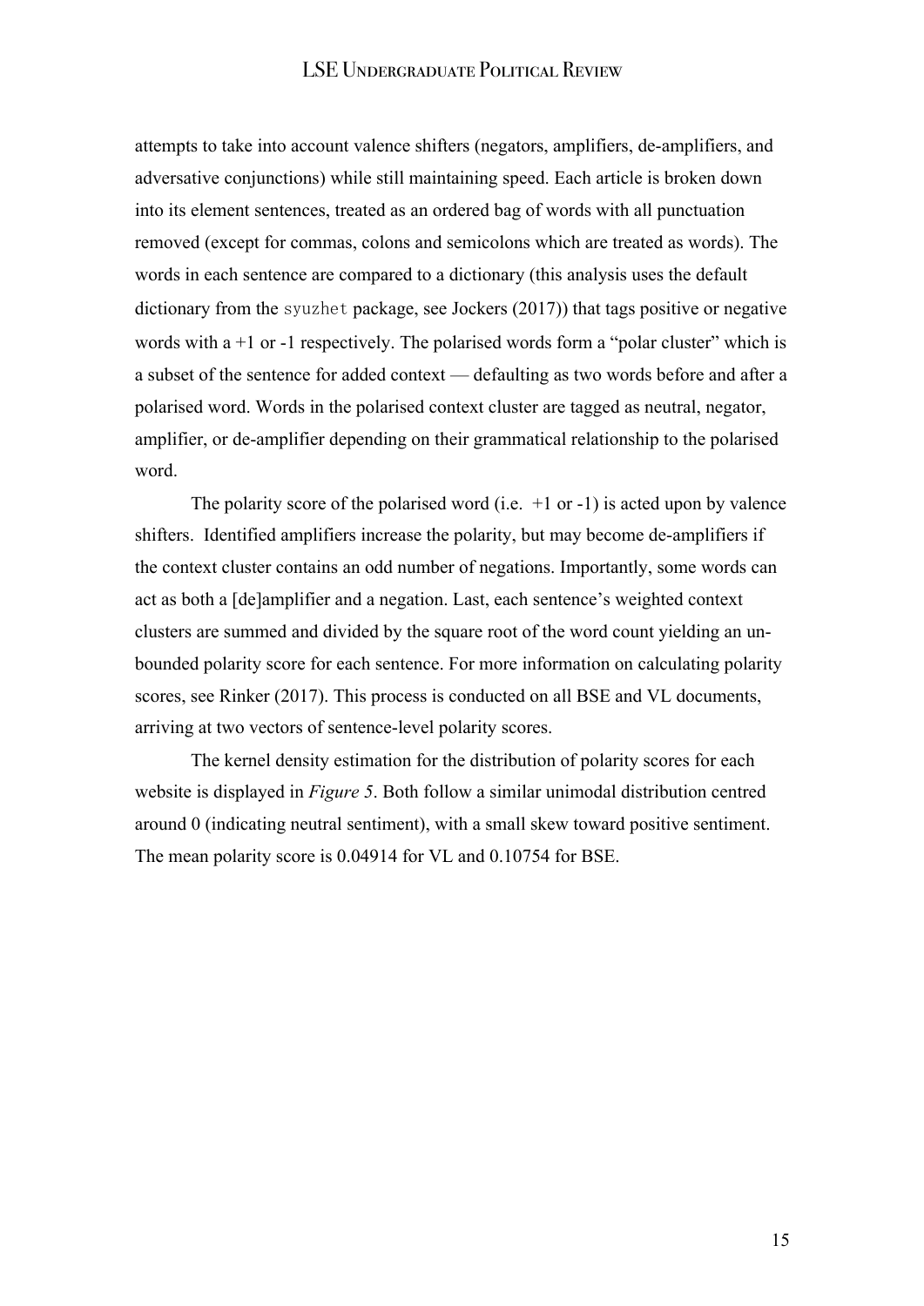attempts to take into account valence shifters (negators, amplifiers, de-amplifiers, and adversative conjunctions) while still maintaining speed. Each article is broken down into its element sentences, treated as an ordered bag of words with all punctuation removed (except for commas, colons and semicolons which are treated as words). The words in each sentence are compared to a dictionary (this analysis uses the default dictionary from the `syuzhet` package, see Jockers (2017)) that tags positive or negative words with a +1 or -1 respectively. The polarised words form a "polar cluster" which is a subset of the sentence for added context — defaulting as two words before and after a polarised word. Words in the polarised context cluster are tagged as neutral, negator, amplifier, or de-amplifier depending on their grammatical relationship to the polarised word.

The polarity score of the polarised word (i.e. +1 or -1) is acted upon by valence shifters. Identified amplifiers increase the polarity, but may become de-amplifiers if the context cluster contains an odd number of negations. Importantly, some words can act as both a [de]amplifier and a negation. Last, each sentence's weighted context clusters are summed and divided by the square root of the word count yielding an unbounded polarity score for each sentence. For more information on calculating polarity scores, see Rinker (2017). This process is conducted on all BSE and VL documents, arriving at two vectors of sentence-level polarity scores.

The kernel density estimation for the distribution of polarity scores for each website is displayed in *Figure 5*. Both follow a similar unimodal distribution centred around 0 (indicating neutral sentiment), with a small skew toward positive sentiment. The mean polarity score is 0.04914 for VL and 0.10754 for BSE.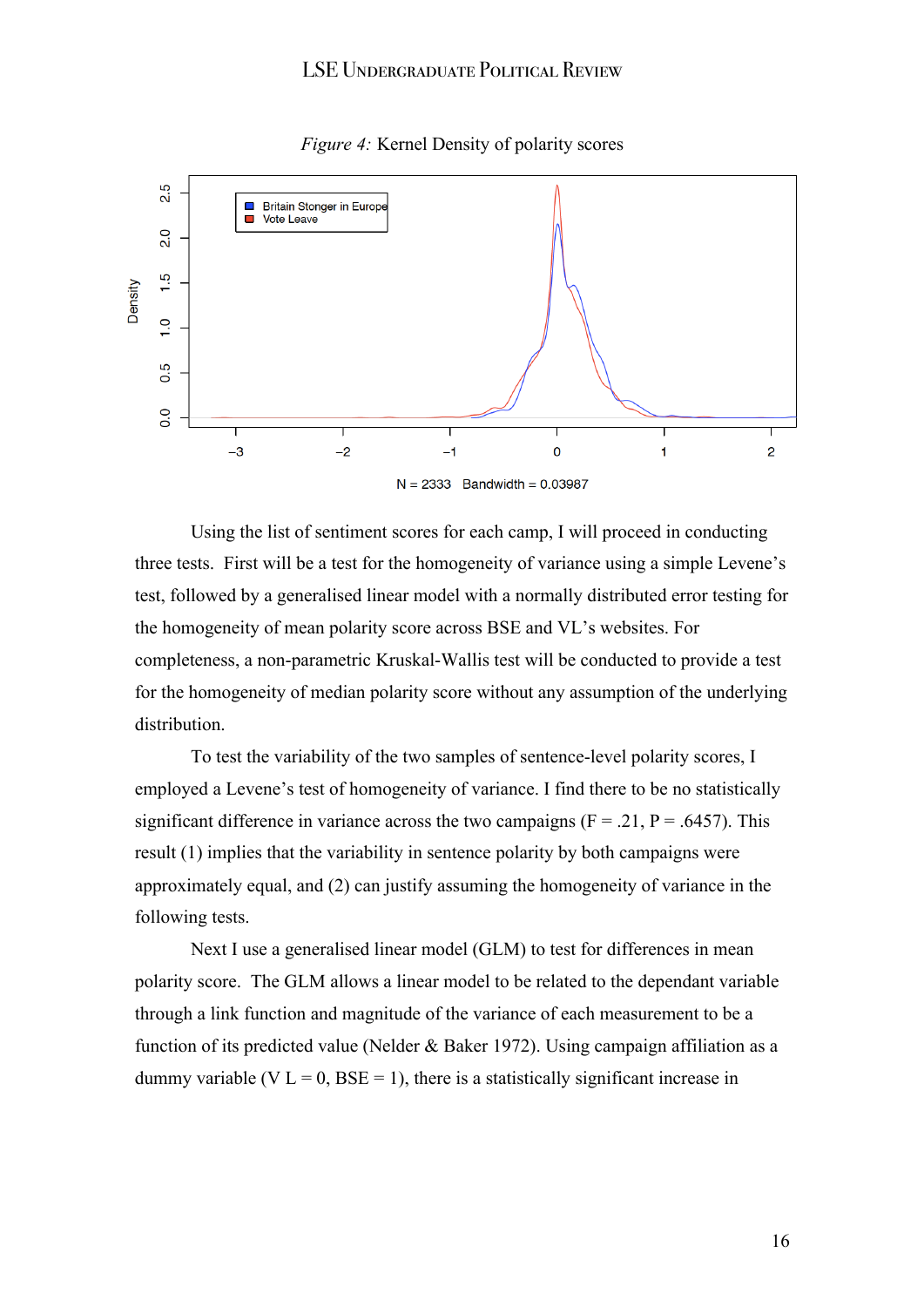*Figure 4:* Kernel Density of polarity scores

Using the list of sentiment scores for each camp, I will proceed in conducting three tests. First will be a test for the homogeneity of variance using a simple Levene's test, followed by a generalised linear model with a normally distributed error testing for the homogeneity of mean polarity score across BSE and VL's websites. For completeness, a non-parametric Kruskal-Wallis test will be conducted to provide a test for the homogeneity of median polarity score without any assumption of the underlying distribution.

To test the variability of the two samples of sentence-level polarity scores, I employed a Levene's test of homogeneity of variance. I find there to be no statistically significant difference in variance across the two campaigns (F = .21, P = .6457). This result (1) implies that the variability in sentence polarity by both campaigns were approximately equal, and (2) can justify assuming the homogeneity of variance in the following tests.

Next I use a generalised linear model (GLM) to test for differences in mean polarity score. The GLM allows a linear model to be related to the dependant variable through a link function and magnitude of the variance of each measurement to be a function of its predicted value (Nelder & Baker 1972). Using campaign affiliation as a dummy variable (V L = 0, BSE = 1), there is a statistically significant increase in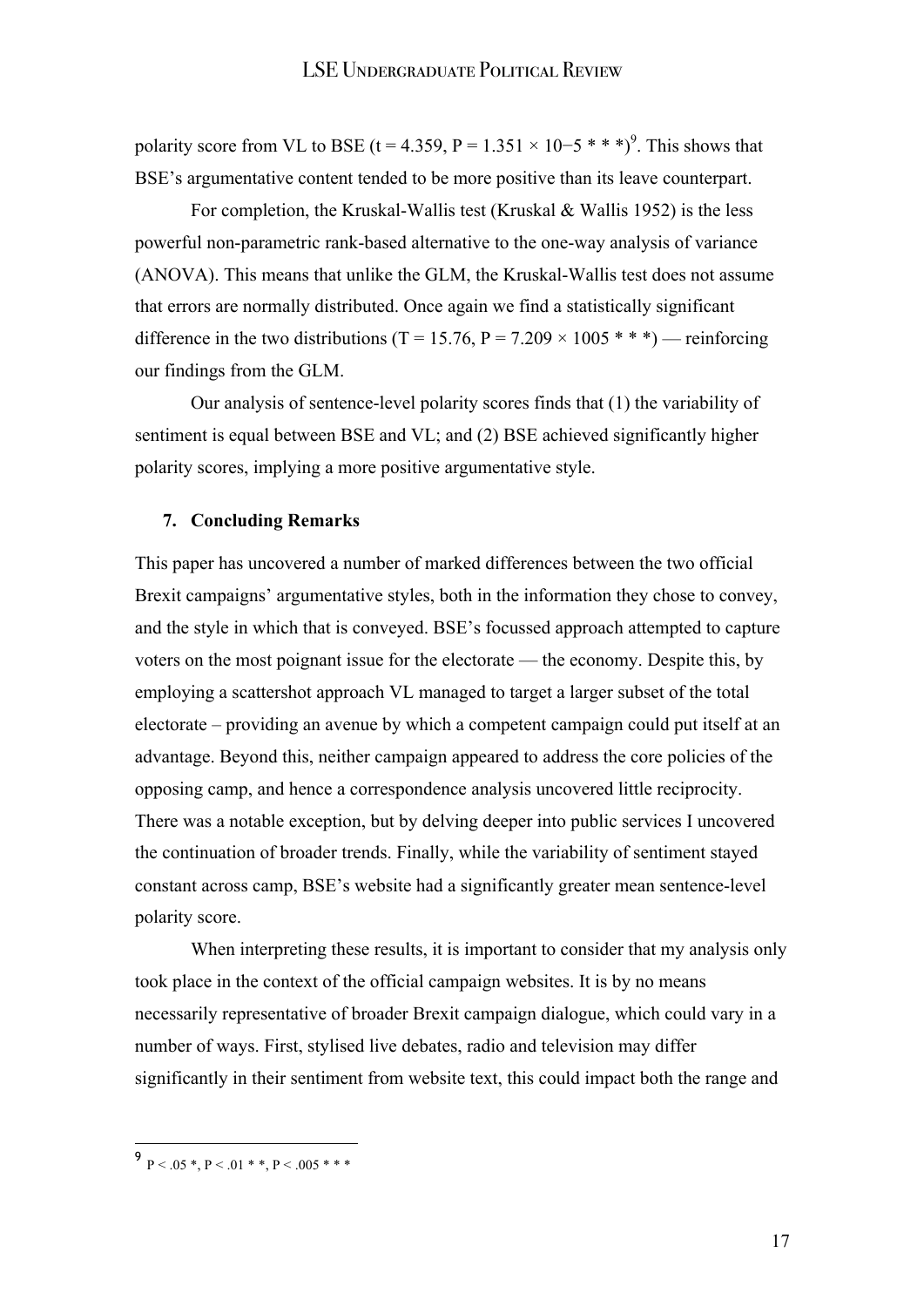polarity score from VL to BSE ($t = 4.359$, $P = 1.351 \times 10{-}5$ * * *)[9]. This shows that BSE's argumentative content tended to be more positive than its leave counterpart.

For completion, the Kruskal-Wallis test (Kruskal & Wallis 1952) is the less powerful non-parametric rank-based alternative to the one-way analysis of variance (ANOVA). This means that unlike the GLM, the Kruskal-Wallis test does not assume that errors are normally distributed. Once again we find a statistically significant difference in the two distributions ($T = 15.76$, $P = 7.209 \times 1005$ * * *) — reinforcing our findings from the GLM.

Our analysis of sentence-level polarity scores finds that (1) the variability of sentiment is equal between BSE and VL; and (2) BSE achieved significantly higher polarity scores, implying a more positive argumentative style.

## 7. Concluding Remarks

This paper has uncovered a number of marked differences between the two official Brexit campaigns' argumentative styles, both in the information they chose to convey, and the style in which that is conveyed. BSE's focussed approach attempted to capture voters on the most poignant issue for the electorate — the economy. Despite this, by employing a scattershot approach VL managed to target a larger subset of the total electorate – providing an avenue by which a competent campaign could put itself at an advantage. Beyond this, neither campaign appeared to address the core policies of the opposing camp, and hence a correspondence analysis uncovered little reciprocity. There was a notable exception, but by delving deeper into public services I uncovered the continuation of broader trends. Finally, while the variability of sentiment stayed constant across camp, BSE's website had a significantly greater mean sentence-level polarity score.

When interpreting these results, it is important to consider that my analysis only took place in the context of the official campaign websites. It is by no means necessarily representative of broader Brexit campaign dialogue, which could vary in a number of ways. First, stylised live debates, radio and television may differ significantly in their sentiment from website text, this could impact both the range and

---

[9] $P < .05$ *, $P < .01$ * *, $P < .005$ * * *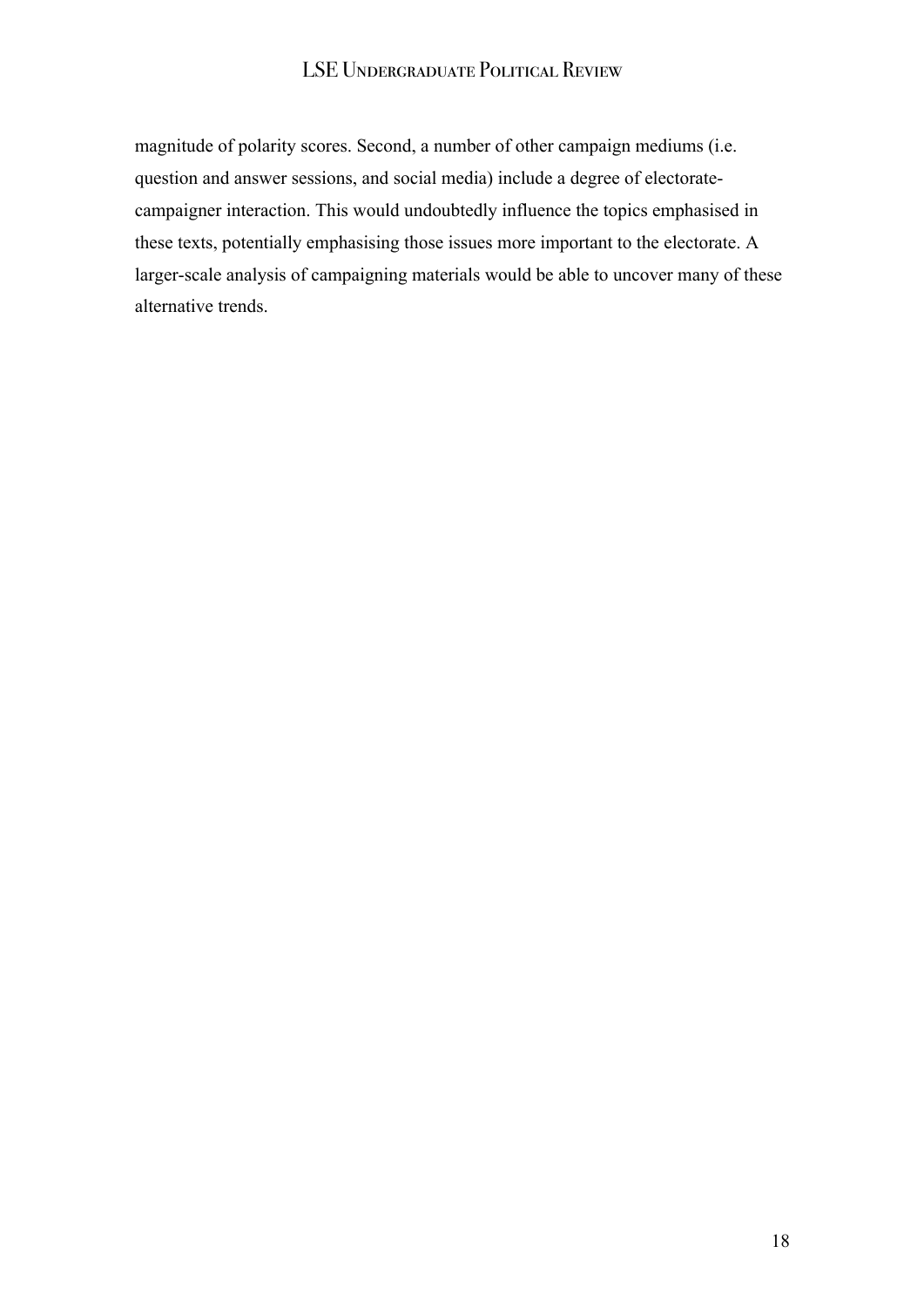magnitude of polarity scores. Second, a number of other campaign mediums (i.e. question and answer sessions, and social media) include a degree of electorate-campaigner interaction. This would undoubtedly influence the topics emphasised in these texts, potentially emphasising those issues more important to the electorate. A larger-scale analysis of campaigning materials would be able to uncover many of these alternative trends.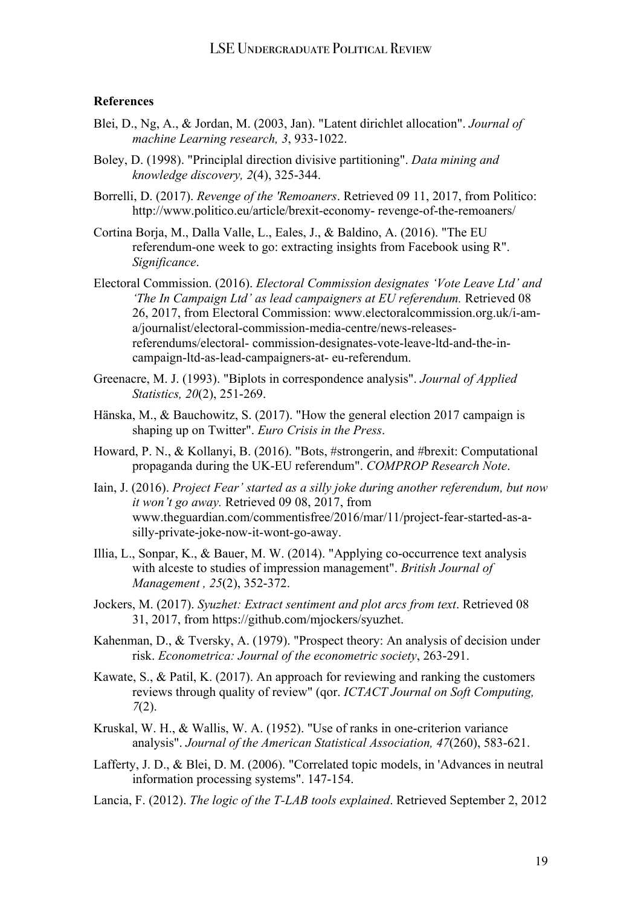**References**

Blei, D., Ng, A., & Jordan, M. (2003, Jan). "Latent dirichlet allocation". *Journal of machine Learning research, 3*, 933-1022.

Boley, D. (1998). "Principlal direction divisive partitioning". *Data mining and knowledge discovery, 2*(4), 325-344.

Borrelli, D. (2017). *Revenge of the 'Remoaners*. Retrieved 09 11, 2017, from Politico: http://www.politico.eu/article/brexit-economy- revenge-of-the-remoaners/

Cortina Borja, M., Dalla Valle, L., Eales, J., & Baldino, A. (2016). "The EU referendum-one week to go: extracting insights from Facebook using R". *Significance*.

Electoral Commission. (2016). *Electoral Commission designates 'Vote Leave Ltd' and 'The In Campaign Ltd' as lead campaigners at EU referendum.* Retrieved 08 26, 2017, from Electoral Commission: www.electoralcommission.org.uk/i-am-a/journalist/electoral-commission-media-centre/news-releases-referendums/electoral- commission-designates-vote-leave-ltd-and-the-in-campaign-ltd-as-lead-campaigners-at- eu-referendum.

Greenacre, M. J. (1993). "Biplots in correspondence analysis". *Journal of Applied Statistics, 20*(2), 251-269.

Hänska, M., & Bauchowitz, S. (2017). "How the general election 2017 campaign is shaping up on Twitter". *Euro Crisis in the Press*.

Howard, P. N., & Kollanyi, B. (2016). "Bots, #strongerin, and #brexit: Computational propaganda during the UK-EU referendum". *COMPROP Research Note*.

Iain, J. (2016). *Project Fear' started as a silly joke during another referendum, but now it won't go away.* Retrieved 09 08, 2017, from www.theguardian.com/commentisfree/2016/mar/11/project-fear-started-as-a-silly-private-joke-now-it-wont-go-away.

Illia, L., Sonpar, K., & Bauer, M. W. (2014). "Applying co-occurrence text analysis with alceste to studies of impression management". *British Journal of Management , 25*(2), 352-372.

Jockers, M. (2017). *Syuzhet: Extract sentiment and plot arcs from text*. Retrieved 08 31, 2017, from https://github.com/mjockers/syuzhet.

Kahenman, D., & Tversky, A. (1979). "Prospect theory: An analysis of decision under risk. *Econometrica: Journal of the econometric society*, 263-291.

Kawate, S., & Patil, K. (2017). An approach for reviewing and ranking the customers reviews through quality of review" (qor. *ICTACT Journal on Soft Computing, 7*(2).

Kruskal, W. H., & Wallis, W. A. (1952). "Use of ranks in one-criterion variance analysis". *Journal of the American Statistical Association, 47*(260), 583-621.

Lafferty, J. D., & Blei, D. M. (2006). "Correlated topic models, in 'Advances in neutral information processing systems". 147-154.

Lancia, F. (2012). *The logic of the T-LAB tools explained*. Retrieved September 2, 2012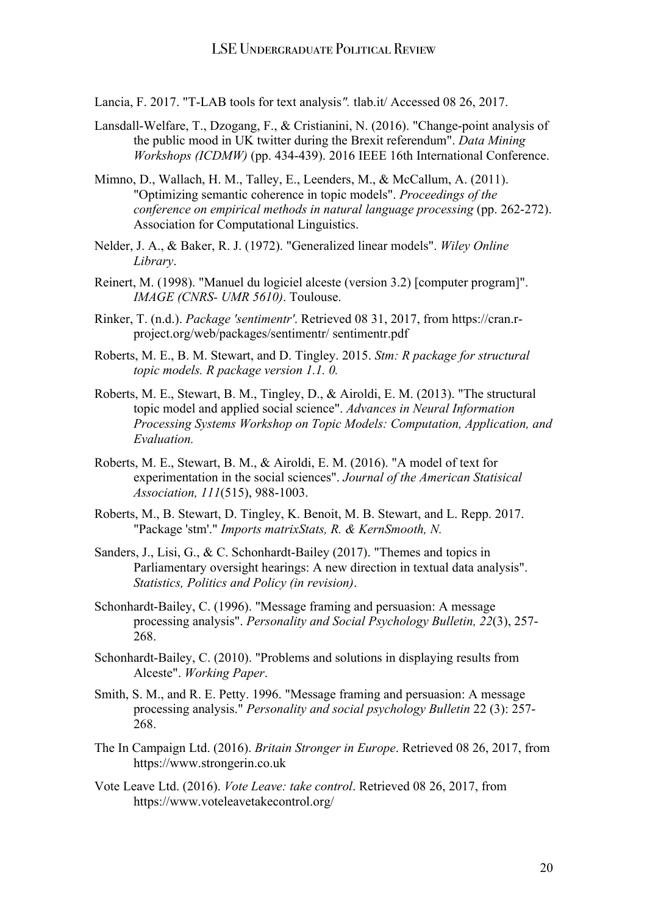Lancia, F. 2017. "T-LAB tools for text analysis*".* tlab.it/ Accessed 08 26, 2017.

Lansdall-Welfare, T., Dzogang, F., & Cristianini, N. (2016). "Change-point analysis of the public mood in UK twitter during the Brexit referendum". *Data Mining Workshops (ICDMW)* (pp. 434-439). 2016 IEEE 16th International Conference.

Mimno, D., Wallach, H. M., Talley, E., Leenders, M., & McCallum, A. (2011). "Optimizing semantic coherence in topic models". *Proceedings of the conference on empirical methods in natural language processing* (pp. 262-272). Association for Computational Linguistics.

Nelder, J. A., & Baker, R. J. (1972). "Generalized linear models". *Wiley Online Library*.

Reinert, M. (1998). "Manuel du logiciel alceste (version 3.2) [computer program]". *IMAGE (CNRS- UMR 5610)*. Toulouse.

Rinker, T. (n.d.). *Package 'sentimentr'*. Retrieved 08 31, 2017, from https://cran.r-project.org/web/packages/sentimentr/ sentimentr.pdf

Roberts, M. E., B. M. Stewart, and D. Tingley. 2015. *Stm: R package for structural topic models. R package version 1.1. 0.*

Roberts, M. E., Stewart, B. M., Tingley, D., & Airoldi, E. M. (2013). "The structural topic model and applied social science". *Advances in Neural Information Processing Systems Workshop on Topic Models: Computation, Application, and Evaluation.*

Roberts, M. E., Stewart, B. M., & Airoldi, E. M. (2016). "A model of text for experimentation in the social sciences". *Journal of the American Statisical Association, 111*(515), 988-1003.

Roberts, M., B. Stewart, D. Tingley, K. Benoit, M. B. Stewart, and L. Repp. 2017. "Package 'stm'." *Imports matrixStats, R. & KernSmooth, N.*

Sanders, J., Lisi, G., & C. Schonhardt-Bailey (2017). "Themes and topics in Parliamentary oversight hearings: A new direction in textual data analysis". *Statistics, Politics and Policy (in revision)*.

Schonhardt-Bailey, C. (1996). "Message framing and persuasion: A message processing analysis". *Personality and Social Psychology Bulletin, 22*(3), 257-268.

Schonhardt-Bailey, C. (2010). "Problems and solutions in displaying results from Alceste". *Working Paper*.

Smith, S. M., and R. E. Petty. 1996. "Message framing and persuasion: A message processing analysis." *Personality and social psychology Bulletin* 22 (3): 257-268.

The In Campaign Ltd. (2016). *Britain Stronger in Europe*. Retrieved 08 26, 2017, from https://www.strongerin.co.uk

Vote Leave Ltd. (2016). *Vote Leave: take control*. Retrieved 08 26, 2017, from https://www.voteleavetakecontrol.org/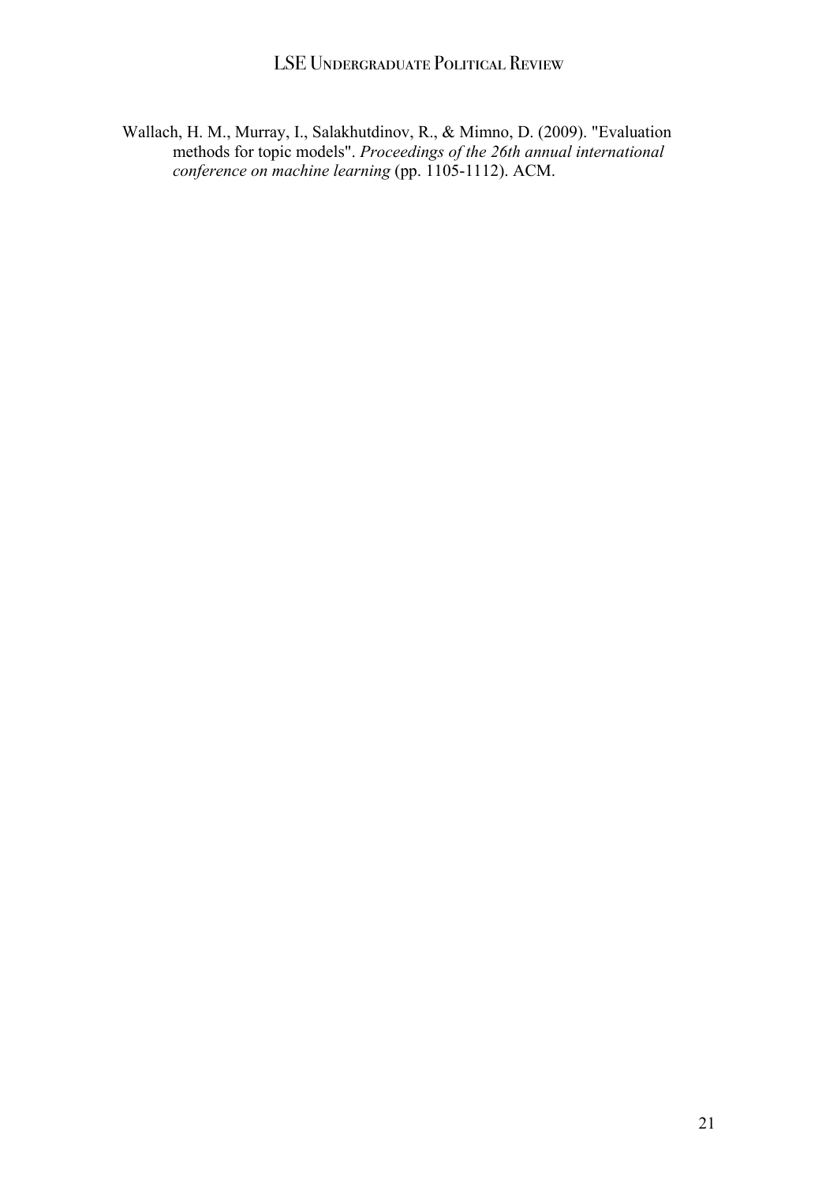Wallach, H. M., Murray, I., Salakhutdinov, R., & Mimno, D. (2009). "Evaluation methods for topic models". *Proceedings of the 26th annual international conference on machine learning* (pp. 1105-1112). ACM.